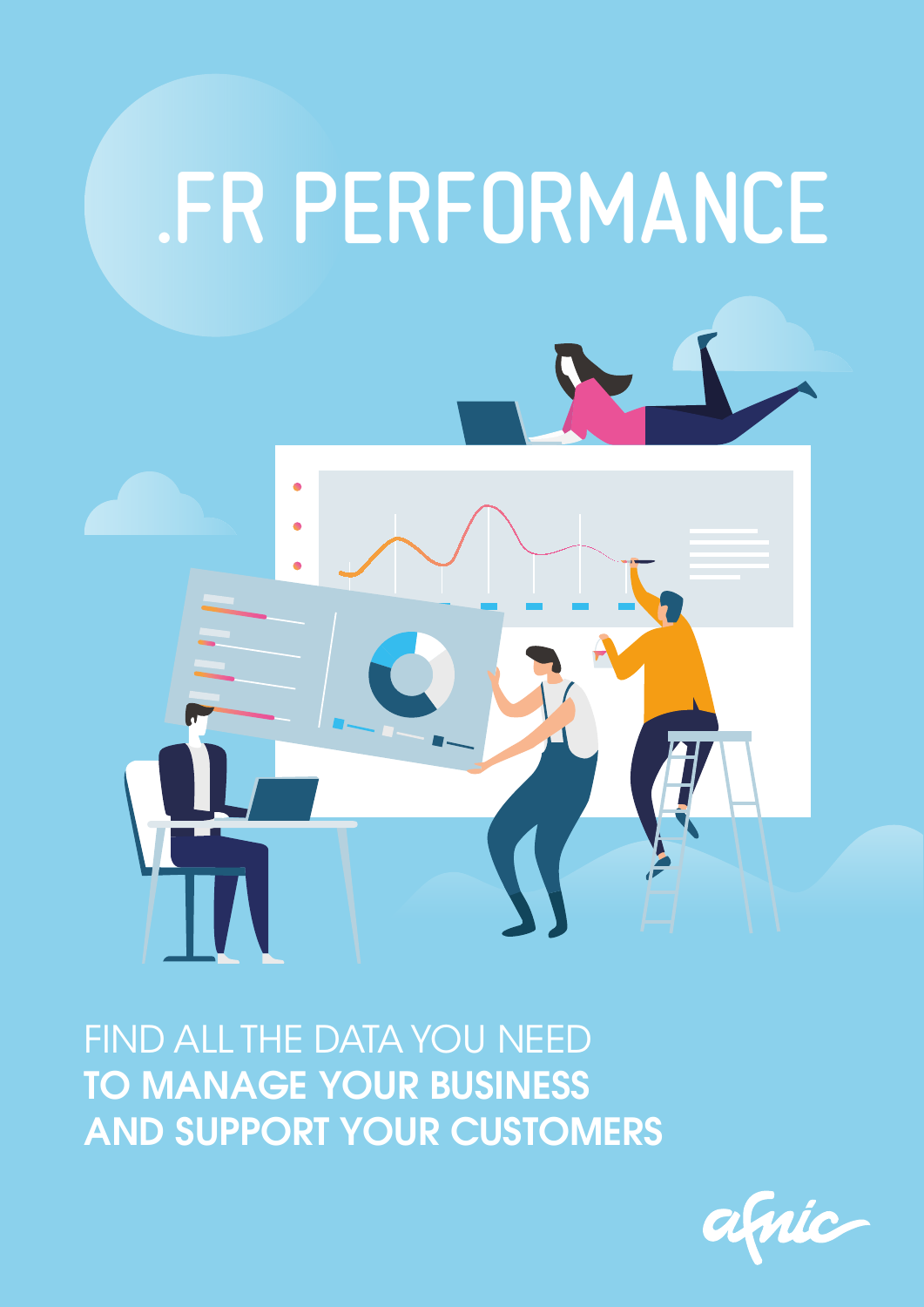# .FR PERFORMANCE

FIND ALL THE DATA YOU NEED
**TO MANAGE YOUR BUSINESS
AND SUPPORT YOUR CUSTOMERS**

afnic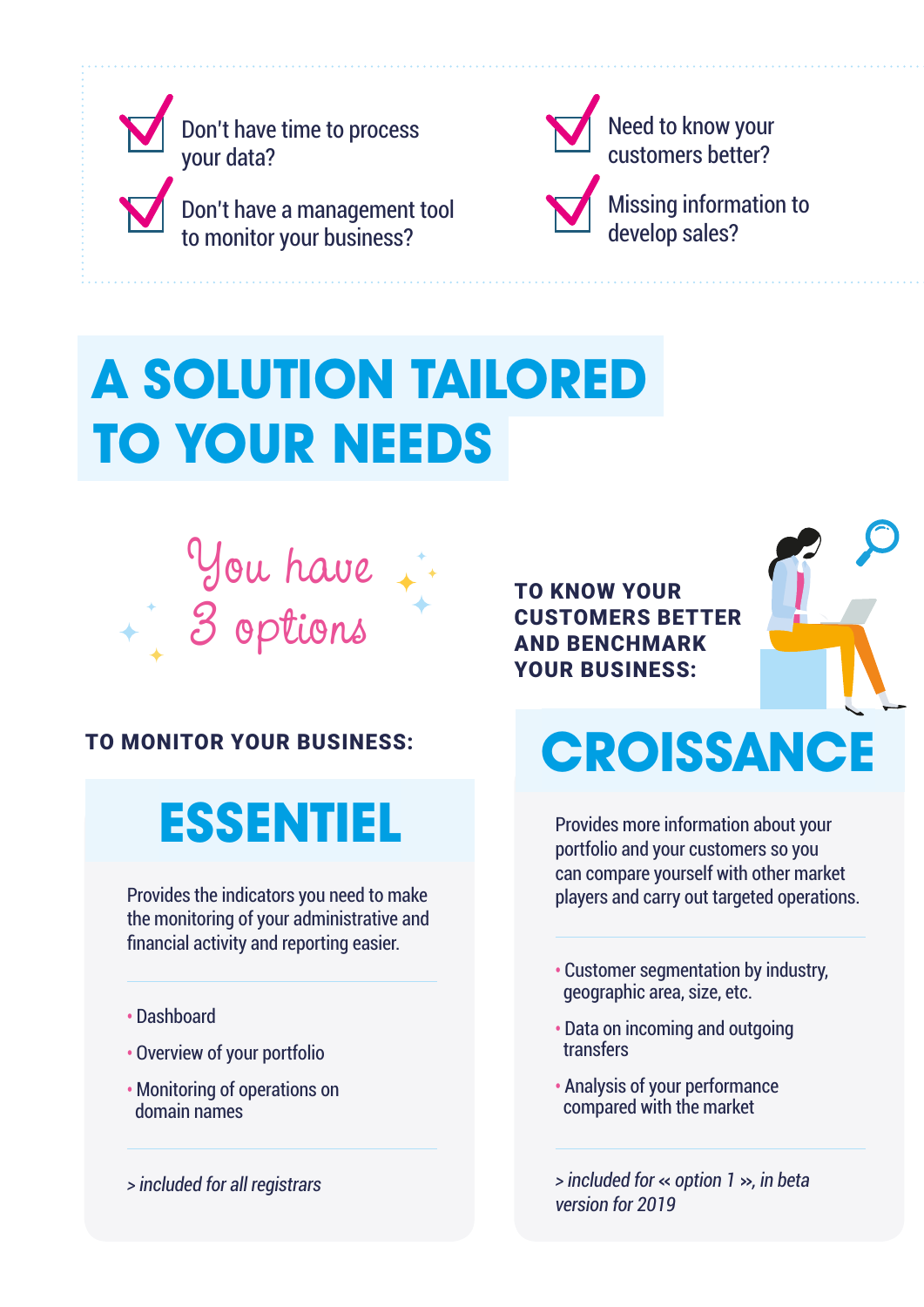- Don't have time to process your data?
- Don't have a management tool to monitor your business?
- Need to know your customers better?
- Missing information to develop sales?

# A SOLUTION TAILORED TO YOUR NEEDS

*You have 3 options*

**TO MONITOR YOUR BUSINESS:**

## ESSENTIEL

Provides the indicators you need to make the monitoring of your administrative and financial activity and reporting easier.

- Dashboard
- Overview of your portfolio
- Monitoring of operations on domain names

*> included for all registrars*

**TO KNOW YOUR CUSTOMERS BETTER AND BENCHMARK YOUR BUSINESS:**

## CROISSANCE

Provides more information about your portfolio and your customers so you can compare yourself with other market players and carry out targeted operations.

- Customer segmentation by industry, geographic area, size, etc.
- Data on incoming and outgoing transfers
- Analysis of your performance compared with the market

*> included for « option 1 », in beta version for 2019*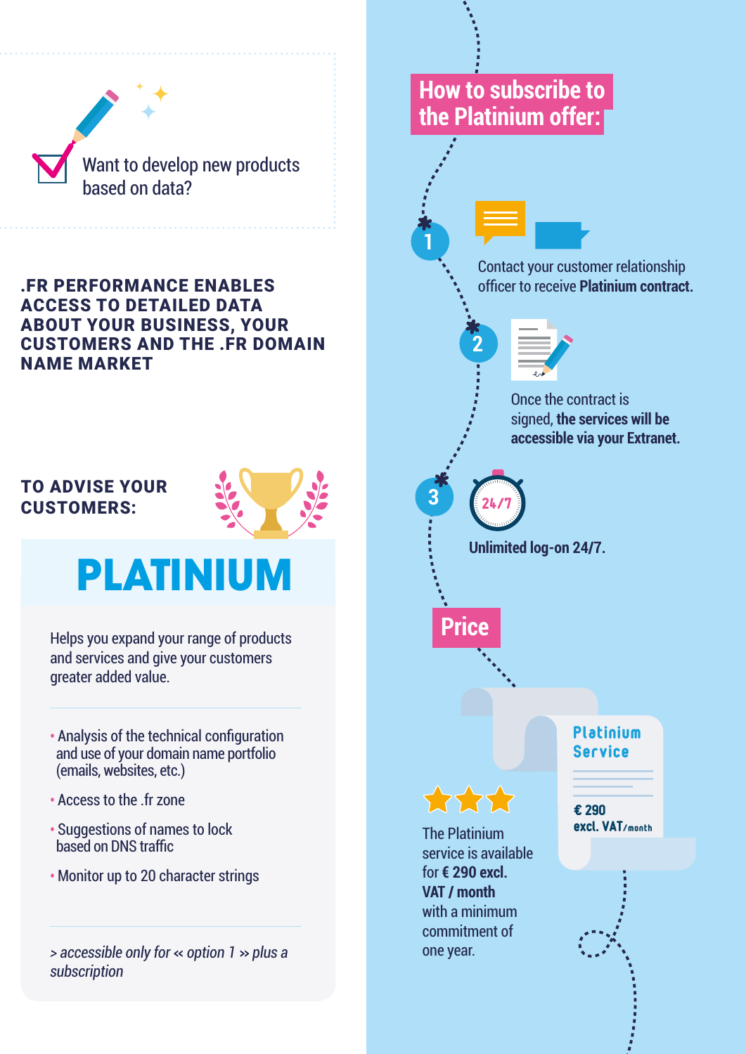Want to develop new products based on data?

## .FR PERFORMANCE ENABLES ACCESS TO DETAILED DATA ABOUT YOUR BUSINESS, YOUR CUSTOMERS AND THE .FR DOMAIN NAME MARKET

### TO ADVISE YOUR CUSTOMERS:

# PLATINIUM

Helps you expand your range of products and services and give your customers greater added value.

- Analysis of the technical configuration and use of your domain name portfolio (emails, websites, etc.)
- Access to the .fr zone
- Suggestions of names to lock based on DNS traffic
- Monitor up to 20 character strings

*> accessible only for « option 1 » plus a subscription*

## How to subscribe to the Platinium offer:

1. Contact your customer relationship officer to receive **Platinium contract.**
2. Once the contract is signed, **the services will be accessible via your Extranet.**
3. 24/7 **Unlimited log-on 24/7.**

## Price

Platinium Service

€ 290 excl. VAT/month

The Platinium service is available for **€ 290 excl. VAT / month** with a minimum commitment of one year.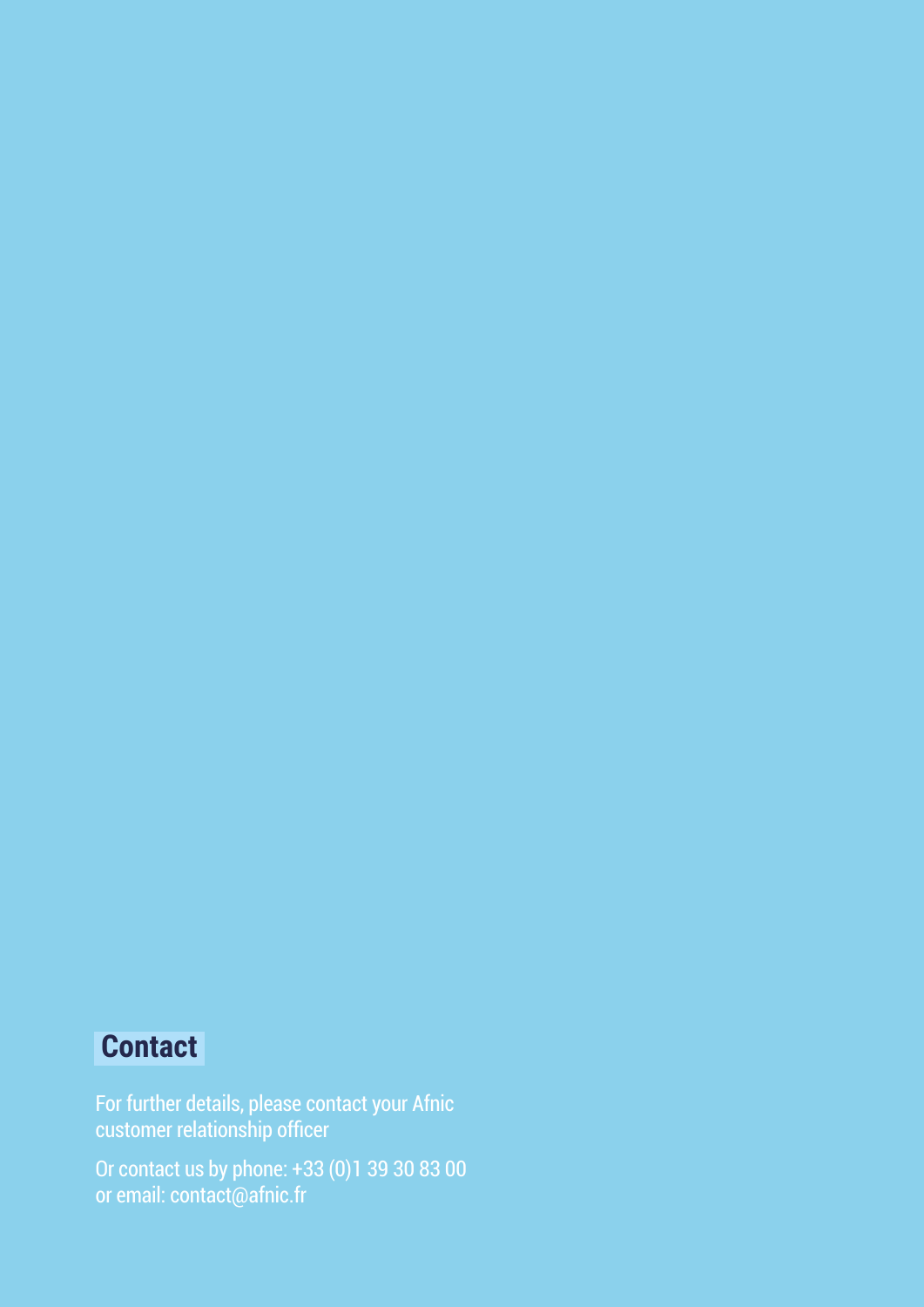## Contact

For further details, please contact your Afnic customer relationship officer

Or contact us by phone: +33 (0)1 39 30 83 00
or email: contact@afnic.fr